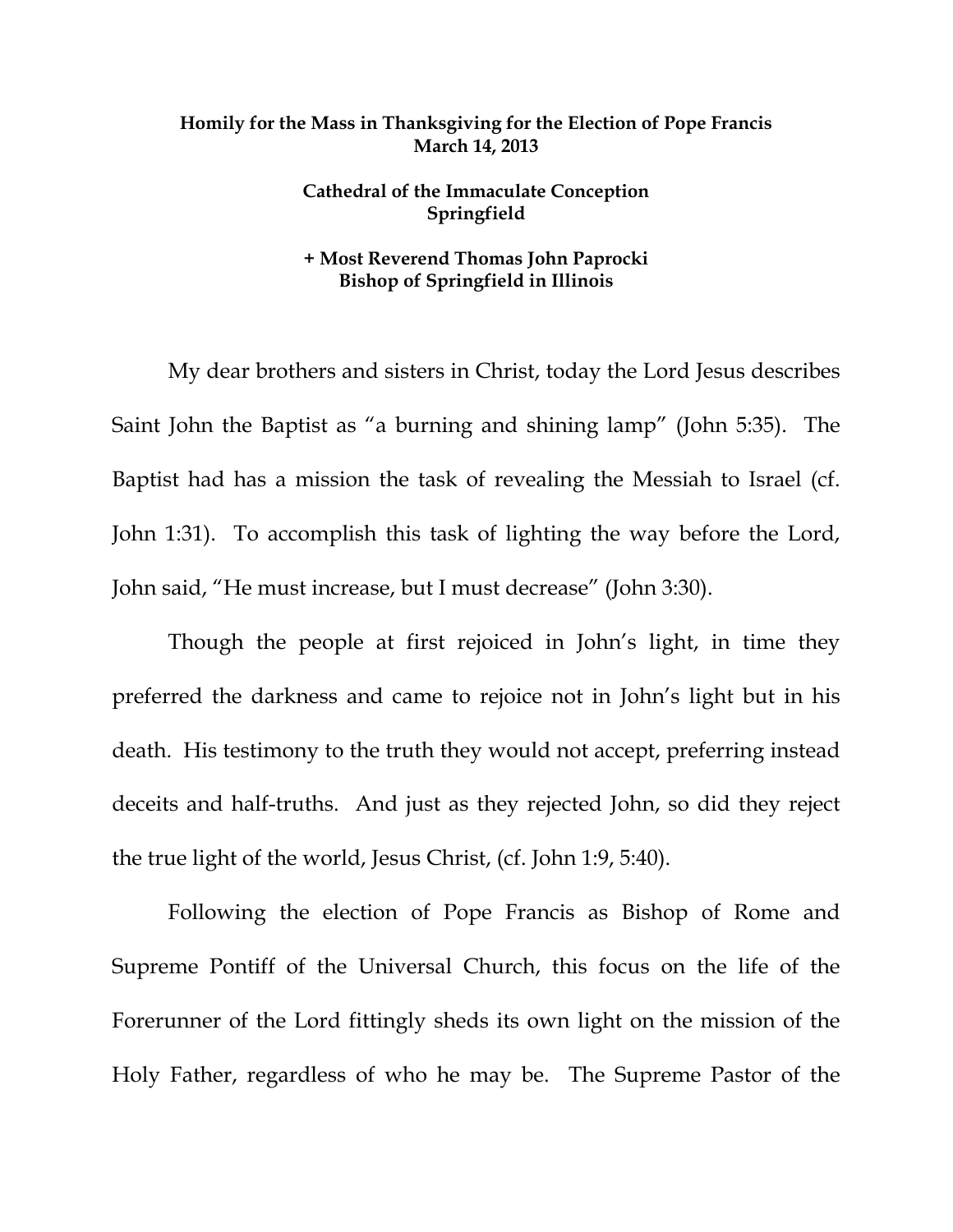**Homily for the Mass in Thanksgiving for the Election of Pope Francis**
**March 14, 2013**

**Cathedral of the Immaculate Conception**
**Springfield**

**+ Most Reverend Thomas John Paprocki**
**Bishop of Springfield in Illinois**

My dear brothers and sisters in Christ, today the Lord Jesus describes Saint John the Baptist as "a burning and shining lamp" (John 5:35). The Baptist had has a mission the task of revealing the Messiah to Israel (cf. John 1:31). To accomplish this task of lighting the way before the Lord, John said, "He must increase, but I must decrease" (John 3:30).

Though the people at first rejoiced in John's light, in time they preferred the darkness and came to rejoice not in John's light but in his death. His testimony to the truth they would not accept, preferring instead deceits and half-truths. And just as they rejected John, so did they reject the true light of the world, Jesus Christ, (cf. John 1:9, 5:40).

Following the election of Pope Francis as Bishop of Rome and Supreme Pontiff of the Universal Church, this focus on the life of the Forerunner of the Lord fittingly sheds its own light on the mission of the Holy Father, regardless of who he may be. The Supreme Pastor of the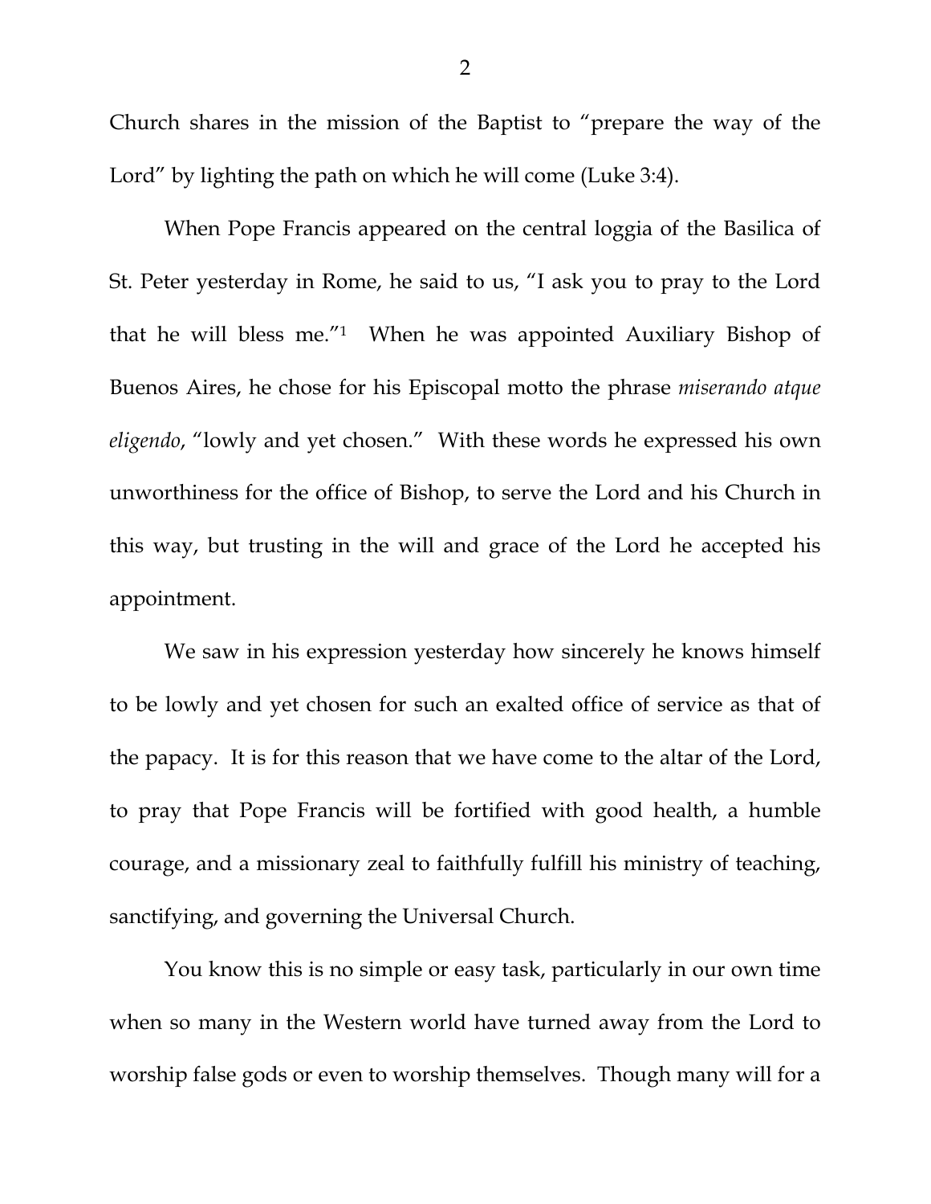Church shares in the mission of the Baptist to "prepare the way of the Lord" by lighting the path on which he will come (Luke 3:4).

When Pope Francis appeared on the central loggia of the Basilica of St. Peter yesterday in Rome, he said to us, "I ask you to pray to the Lord that he will bless me."[1] When he was appointed Auxiliary Bishop of Buenos Aires, he chose for his Episcopal motto the phrase *miserando atque eligendo*, "lowly and yet chosen." With these words he expressed his own unworthiness for the office of Bishop, to serve the Lord and his Church in this way, but trusting in the will and grace of the Lord he accepted his appointment.

We saw in his expression yesterday how sincerely he knows himself to be lowly and yet chosen for such an exalted office of service as that of the papacy. It is for this reason that we have come to the altar of the Lord, to pray that Pope Francis will be fortified with good health, a humble courage, and a missionary zeal to faithfully fulfill his ministry of teaching, sanctifying, and governing the Universal Church.

You know this is no simple or easy task, particularly in our own time when so many in the Western world have turned away from the Lord to worship false gods or even to worship themselves. Though many will for a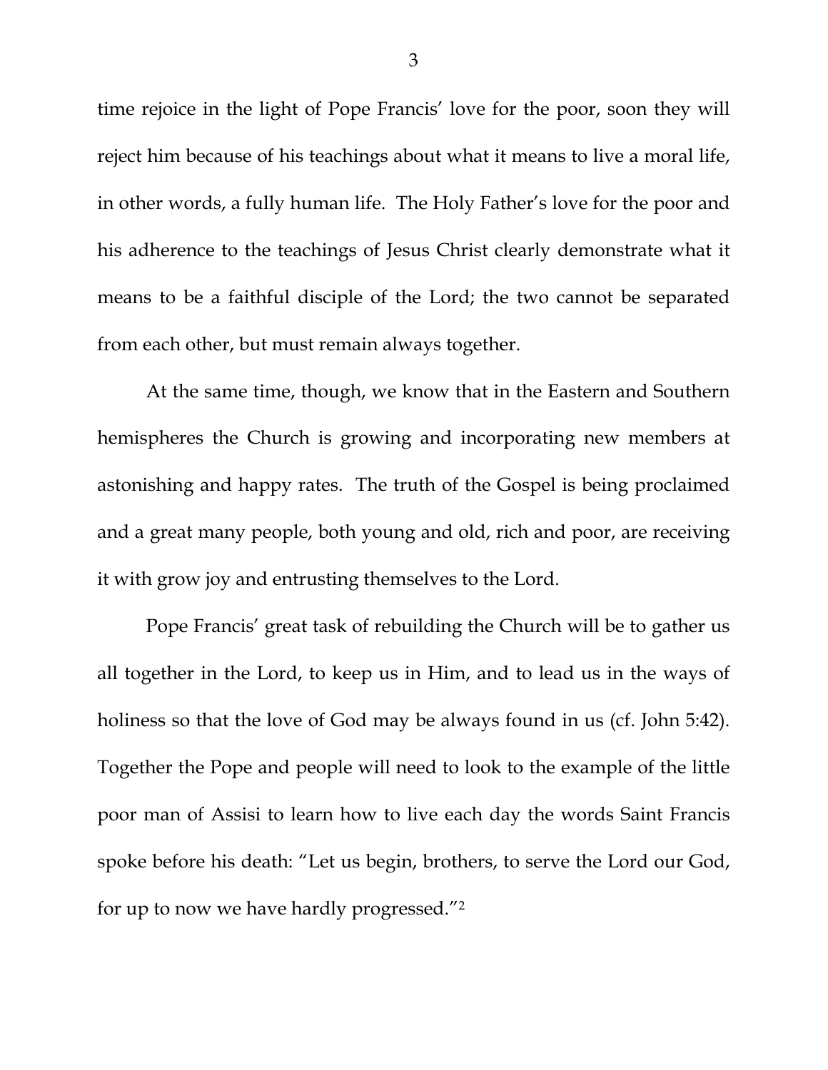time rejoice in the light of Pope Francis' love for the poor, soon they will reject him because of his teachings about what it means to live a moral life, in other words, a fully human life. The Holy Father's love for the poor and his adherence to the teachings of Jesus Christ clearly demonstrate what it means to be a faithful disciple of the Lord; the two cannot be separated from each other, but must remain always together.

At the same time, though, we know that in the Eastern and Southern hemispheres the Church is growing and incorporating new members at astonishing and happy rates. The truth of the Gospel is being proclaimed and a great many people, both young and old, rich and poor, are receiving it with grow joy and entrusting themselves to the Lord.

Pope Francis' great task of rebuilding the Church will be to gather us all together in the Lord, to keep us in Him, and to lead us in the ways of holiness so that the love of God may be always found in us (cf. John 5:42). Together the Pope and people will need to look to the example of the little poor man of Assisi to learn how to live each day the words Saint Francis spoke before his death: "Let us begin, brothers, to serve the Lord our God, for up to now we have hardly progressed."[2]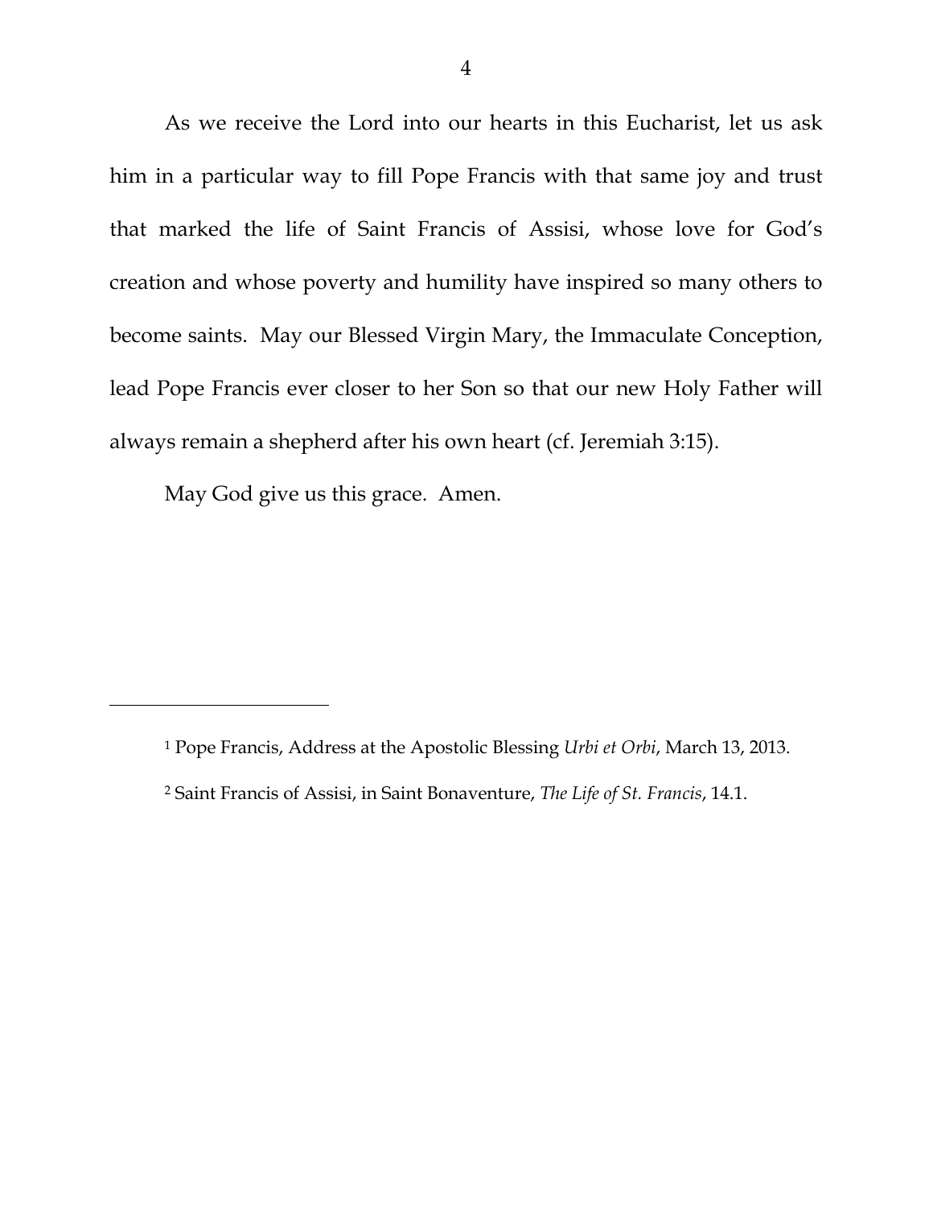As we receive the Lord into our hearts in this Eucharist, let us ask him in a particular way to fill Pope Francis with that same joy and trust that marked the life of Saint Francis of Assisi, whose love for God's creation and whose poverty and humility have inspired so many others to become saints. May our Blessed Virgin Mary, the Immaculate Conception, lead Pope Francis ever closer to her Son so that our new Holy Father will always remain a shepherd after his own heart (cf. Jeremiah 3:15).

May God give us this grace. Amen.

---

[1] Pope Francis, Address at the Apostolic Blessing *Urbi et Orbi*, March 13, 2013.

[2] Saint Francis of Assisi, in Saint Bonaventure, *The Life of St. Francis*, 14.1.